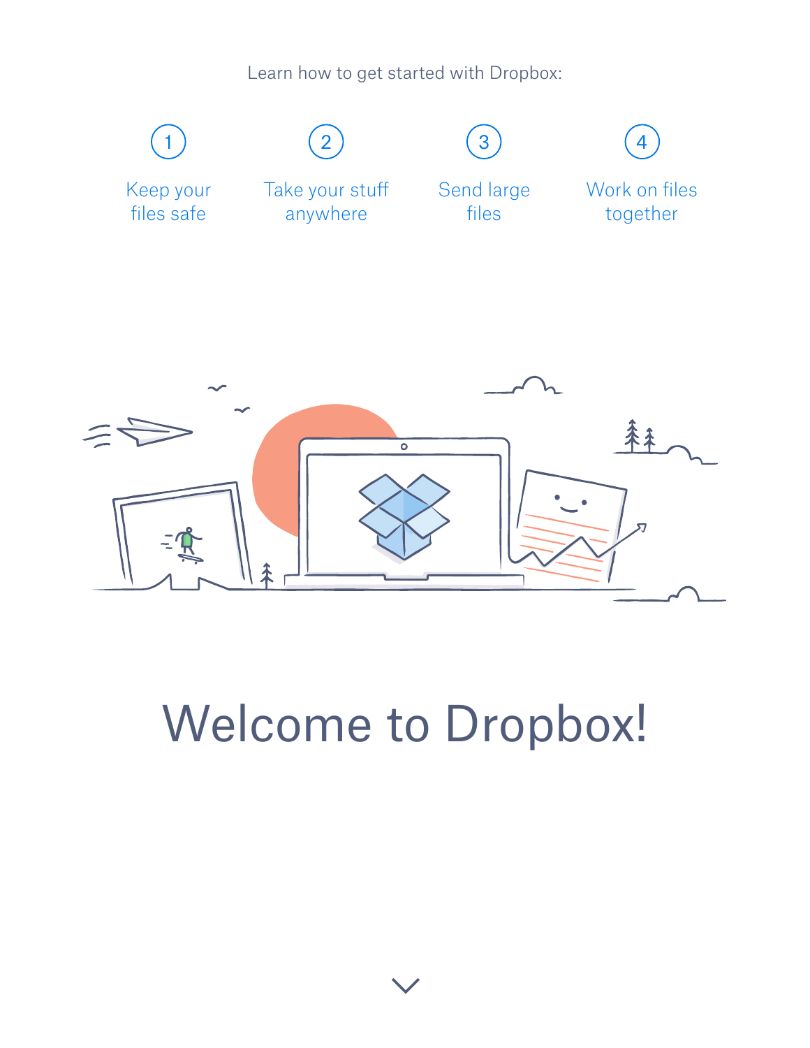Learn how to get started with Dropbox:

1. Keep your files safe
2. Take your stuff anywhere
3. Send large files
4. Work on files together

# Welcome to Dropbox!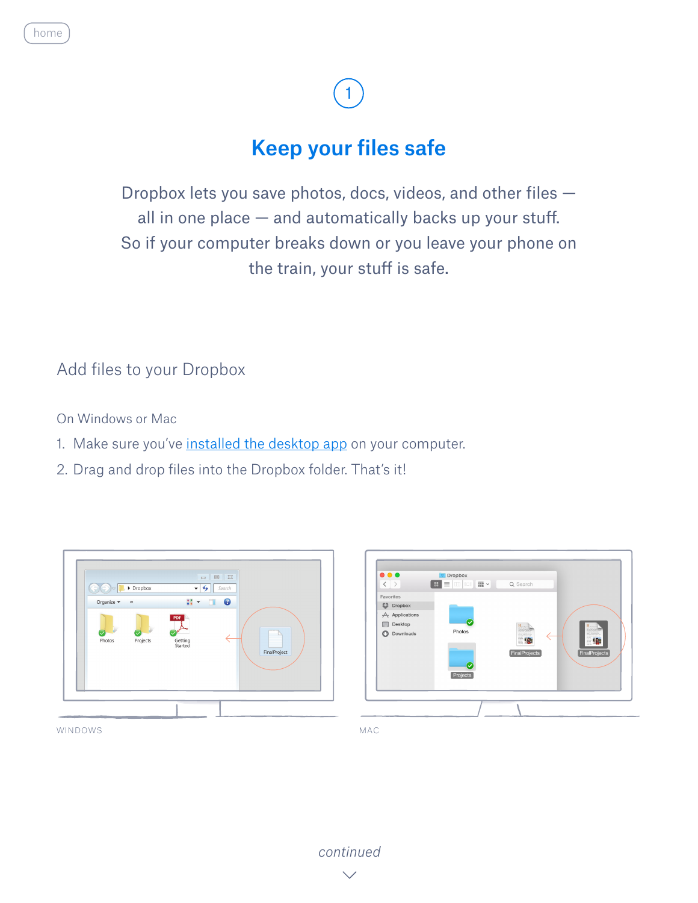home

1

# Keep your files safe

Dropbox lets you save photos, docs, videos, and other files — all in one place — and automatically backs up your stuff. So if your computer breaks down or you leave your phone on the train, your stuff is safe.

## Add files to your Dropbox

On Windows or Mac

1. Make sure you've installed the desktop app on your computer.
2. Drag and drop files into the Dropbox folder. That's it!

WINDOWS

MAC

*continued*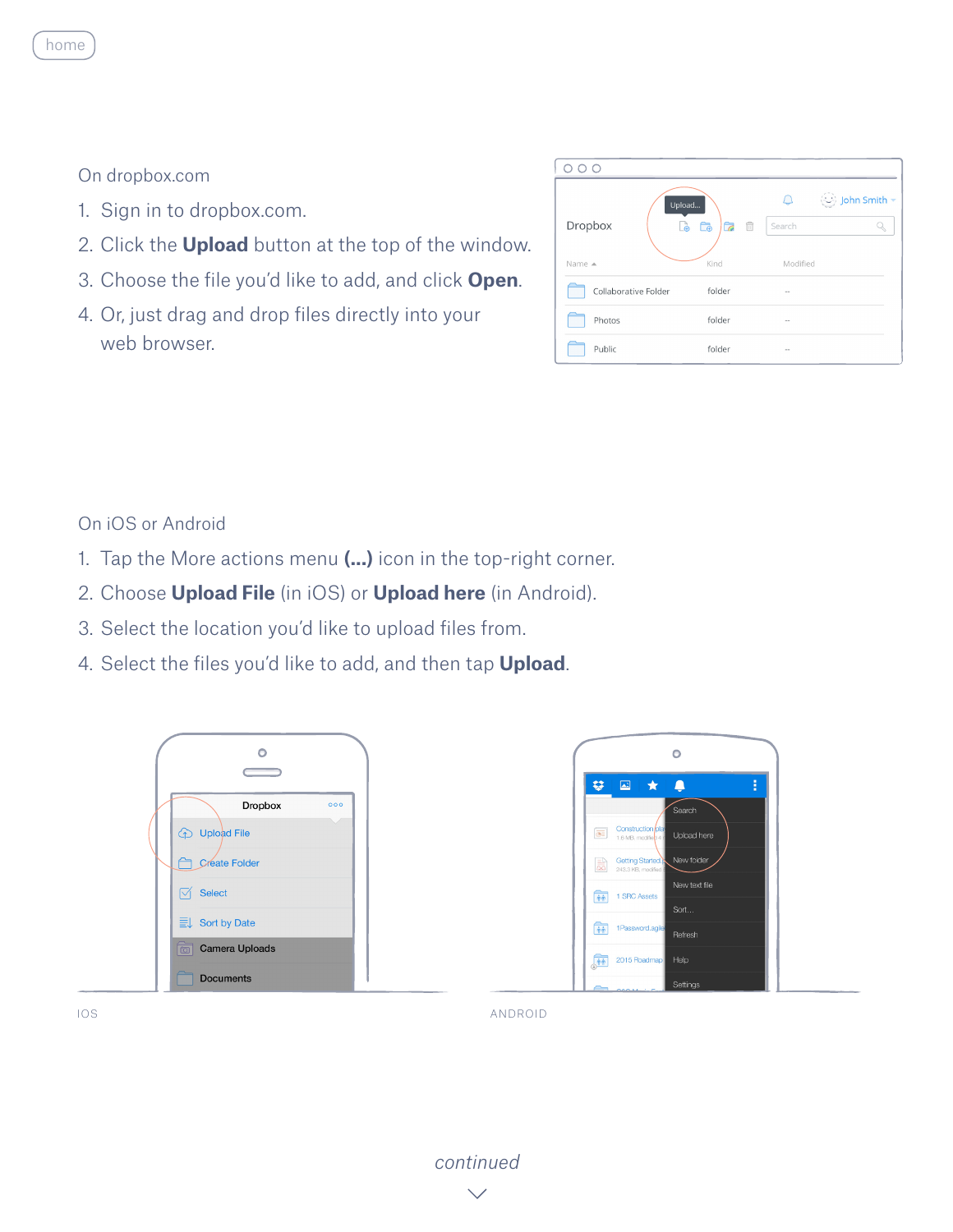home

On dropbox.com

1. Sign in to dropbox.com.
2. Click the **Upload** button at the top of the window.
3. Choose the file you'd like to add, and click **Open**.
4. Or, just drag and drop files directly into your web browser.

On iOS or Android

1. Tap the More actions menu **(...)** icon in the top-right corner.
2. Choose **Upload File** (in iOS) or **Upload here** (in Android).
3. Select the location you'd like to upload files from.
4. Select the files you'd like to add, and then tap **Upload**.

IOS

ANDROID

*continued*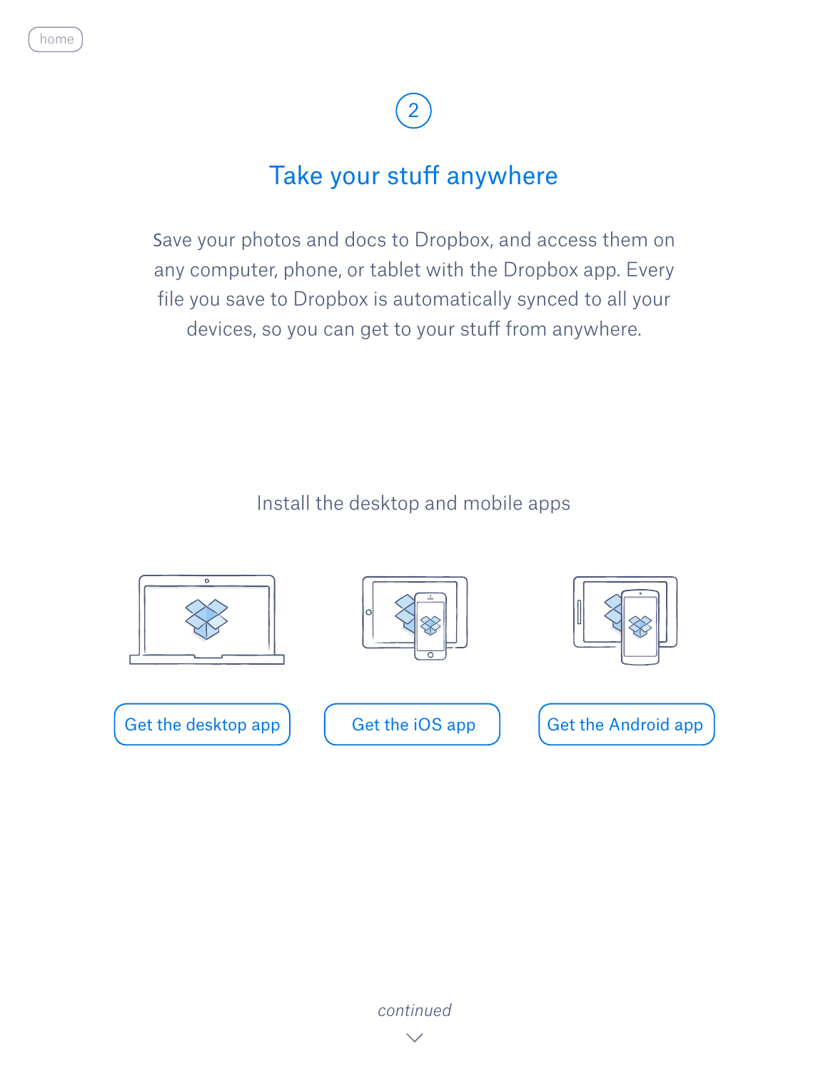home

2

## Take your stuff anywhere

Save your photos and docs to Dropbox, and access them on any computer, phone, or tablet with the Dropbox app. Every file you save to Dropbox is automatically synced to all your devices, so you can get to your stuff from anywhere.

Install the desktop and mobile apps

Get the desktop app

Get the iOS app

Get the Android app

*continued*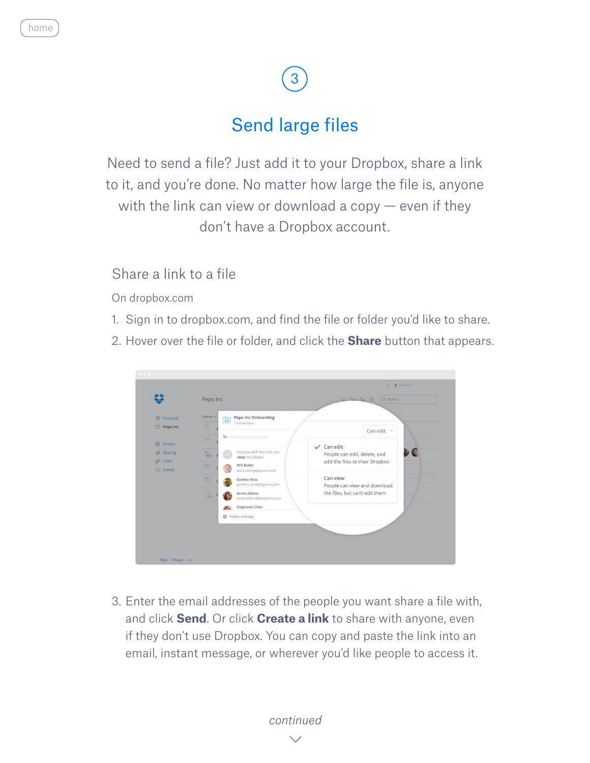home

3

# Send large files

Need to send a file? Just add it to your Dropbox, share a link to it, and you're done. No matter how large the file is, anyone with the link can view or download a copy — even if they don't have a Dropbox account.

## Share a link to a file

On dropbox.com

1. Sign in to dropbox.com, and find the file or folder you'd like to share.
2. Hover over the file or folder, and click the **Share** button that appears.
3. Enter the email addresses of the people you want share a file with, and click **Send**. Or click **Create a link** to share with anyone, even if they don't use Dropbox. You can copy and paste the link into an email, instant message, or wherever you'd like people to access it.

*continued*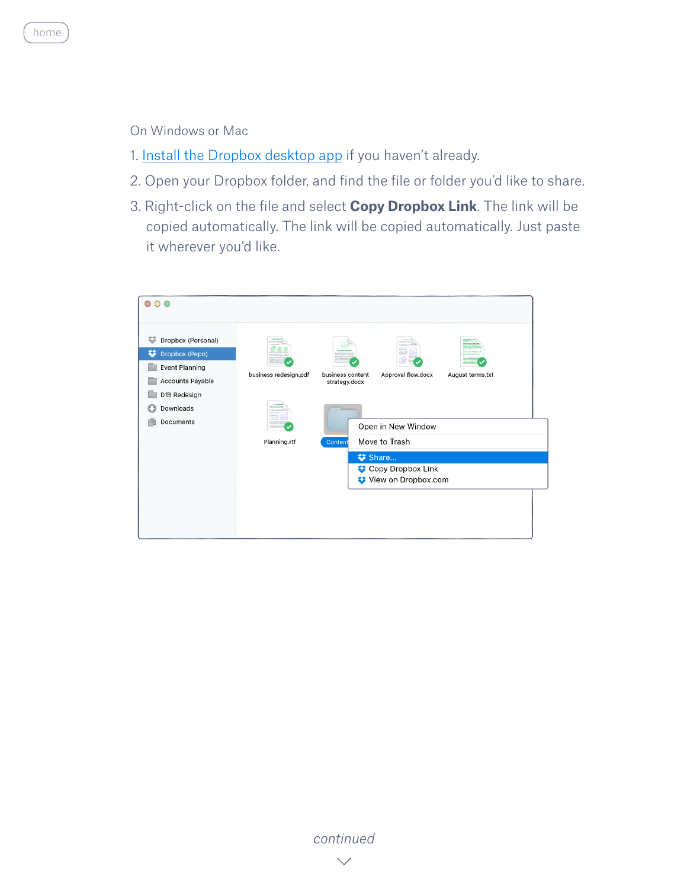On Windows or Mac

1. Install the Dropbox desktop app if you haven't already.
2. Open your Dropbox folder, and find the file or folder you'd like to share.
3. Right-click on the file and select **Copy Dropbox Link**. The link will be copied automatically. The link will be copied automatically. Just paste it wherever you'd like.

*continued*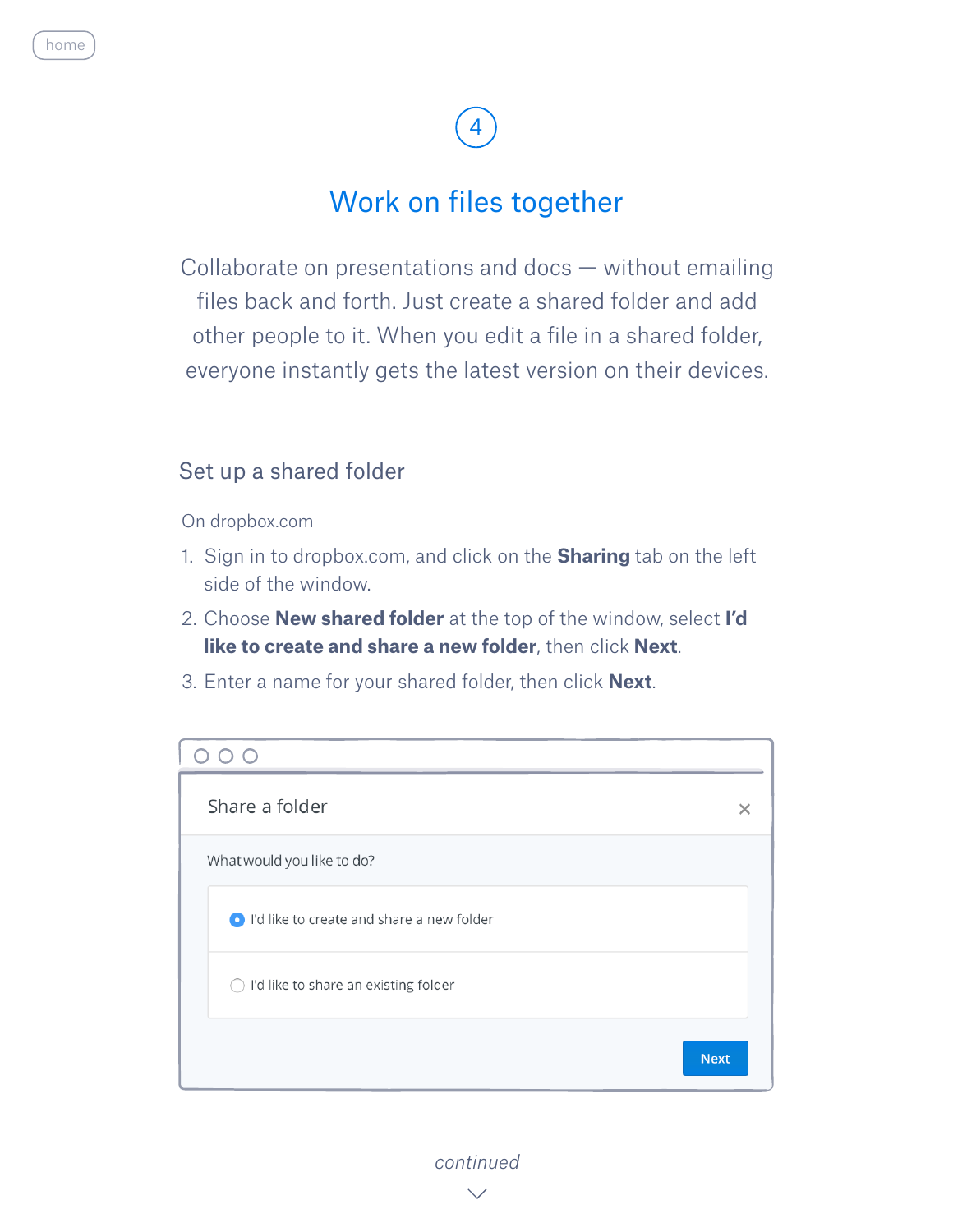home

4

# Work on files together

Collaborate on presentations and docs — without emailing files back and forth. Just create a shared folder and add other people to it. When you edit a file in a shared folder, everyone instantly gets the latest version on their devices.

## Set up a shared folder

On dropbox.com

1. Sign in to dropbox.com, and click on the **Sharing** tab on the left side of the window.
2. Choose **New shared folder** at the top of the window, select **I'd like to create and share a new folder**, then click **Next**.
3. Enter a name for your shared folder, then click **Next**.

Share a folder

What would you like to do?

- I'd like to create and share a new folder
- I'd like to share an existing folder

Next

*continued*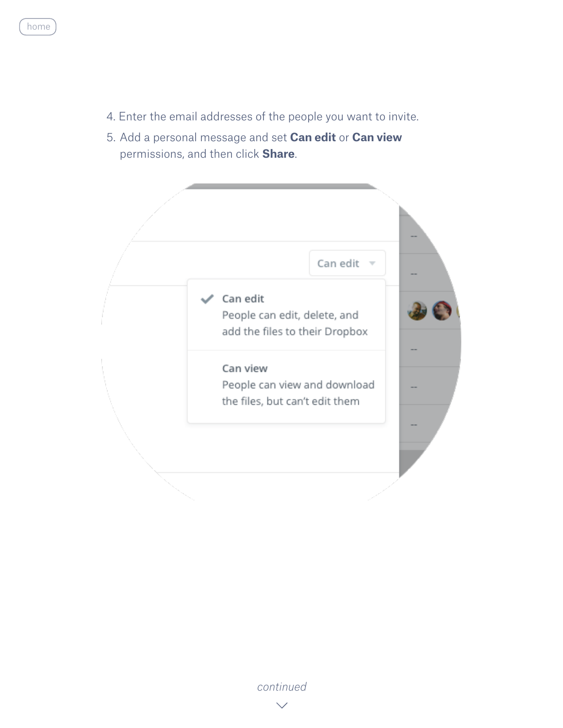4. Enter the email addresses of the people you want to invite.
5. Add a personal message and set **Can edit** or **Can view** permissions, and then click **Share**.

*continued*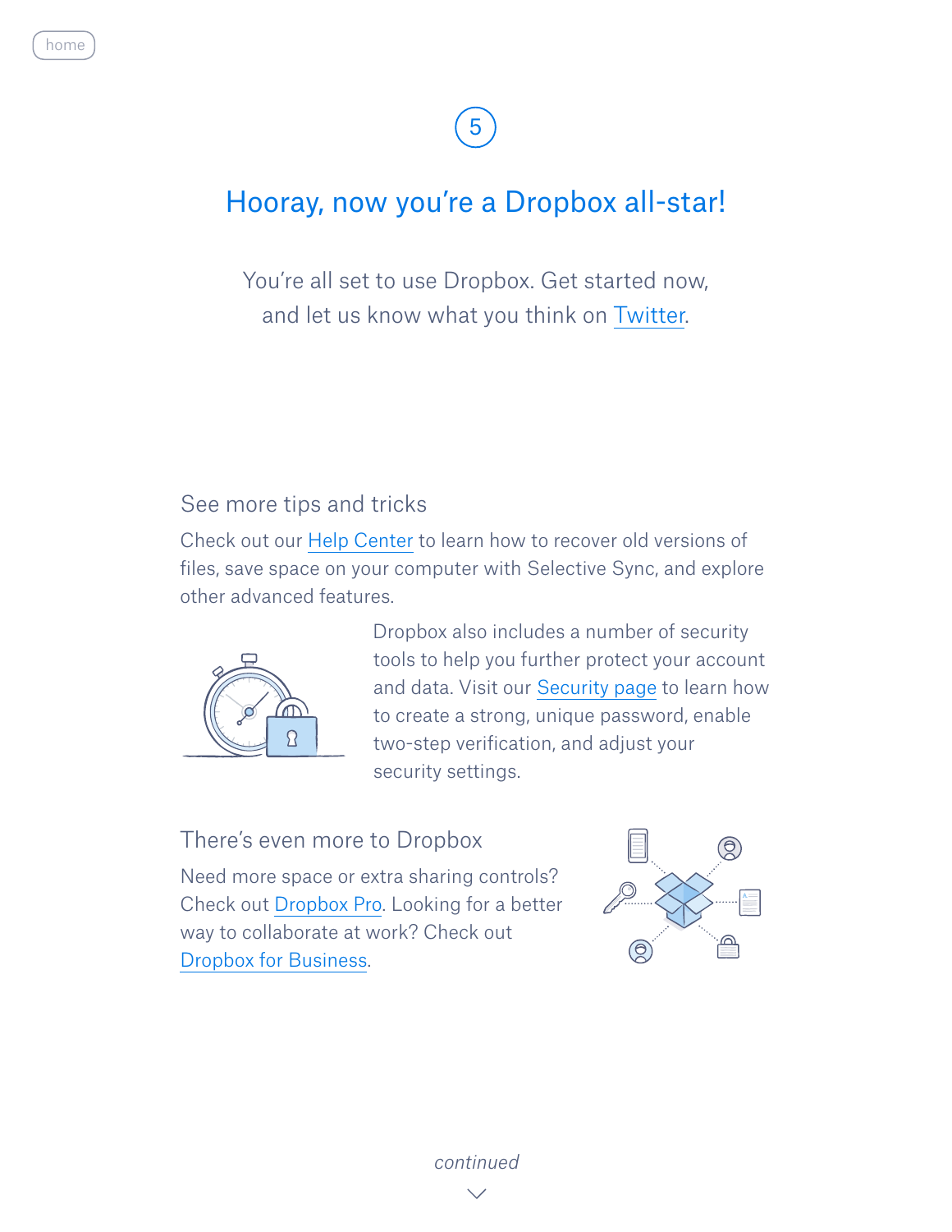home

5

# Hooray, now you're a Dropbox all-star!

You're all set to use Dropbox. Get started now, and let us know what you think on Twitter.

## See more tips and tricks

Check out our Help Center to learn how to recover old versions of files, save space on your computer with Selective Sync, and explore other advanced features.

Dropbox also includes a number of security tools to help you further protect your account and data. Visit our Security page to learn how to create a strong, unique password, enable two-step verification, and adjust your security settings.

## There's even more to Dropbox

Need more space or extra sharing controls? Check out Dropbox Pro. Looking for a better way to collaborate at work? Check out Dropbox for Business.

*continued*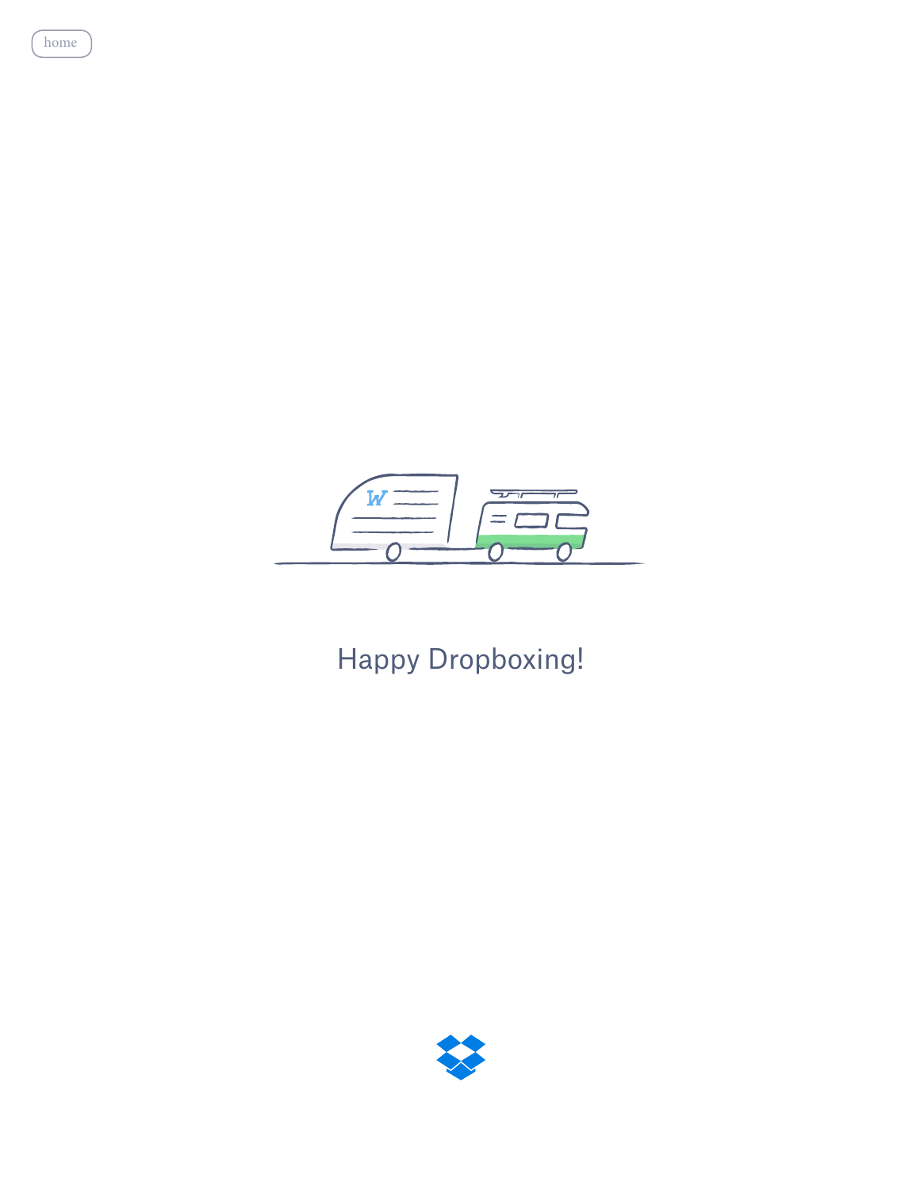home

Happy Dropboxing!